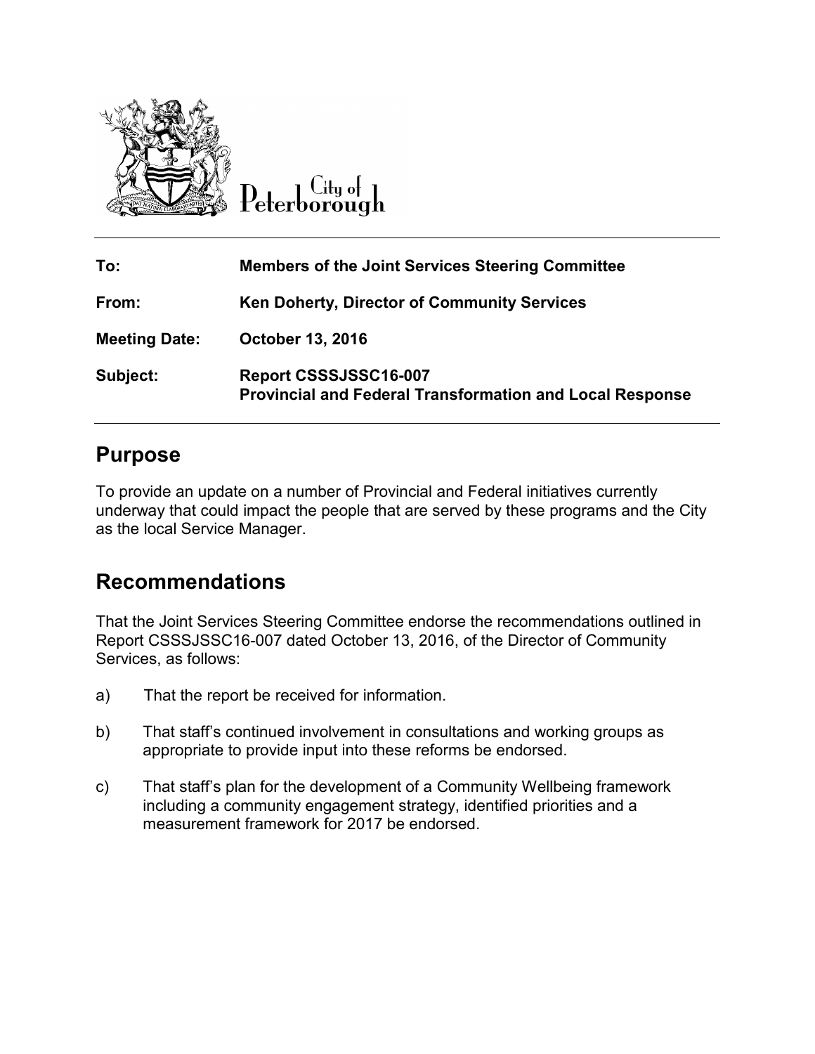City of Peterborough

| | |
|---|---|
| **To:** | **Members of the Joint Services Steering Committee** |
| **From:** | **Ken Doherty, Director of Community Services** |
| **Meeting Date:** | **October 13, 2016** |
| **Subject:** | **Report CSSSJSSC16-007**<br>**Provincial and Federal Transformation and Local Response** |

## Purpose

To provide an update on a number of Provincial and Federal initiatives currently underway that could impact the people that are served by these programs and the City as the local Service Manager.

## Recommendations

That the Joint Services Steering Committee endorse the recommendations outlined in Report CSSSJSSC16-007 dated October 13, 2016, of the Director of Community Services, as follows:

a) That the report be received for information.

b) That staff's continued involvement in consultations and working groups as appropriate to provide input into these reforms be endorsed.

c) That staff's plan for the development of a Community Wellbeing framework including a community engagement strategy, identified priorities and a measurement framework for 2017 be endorsed.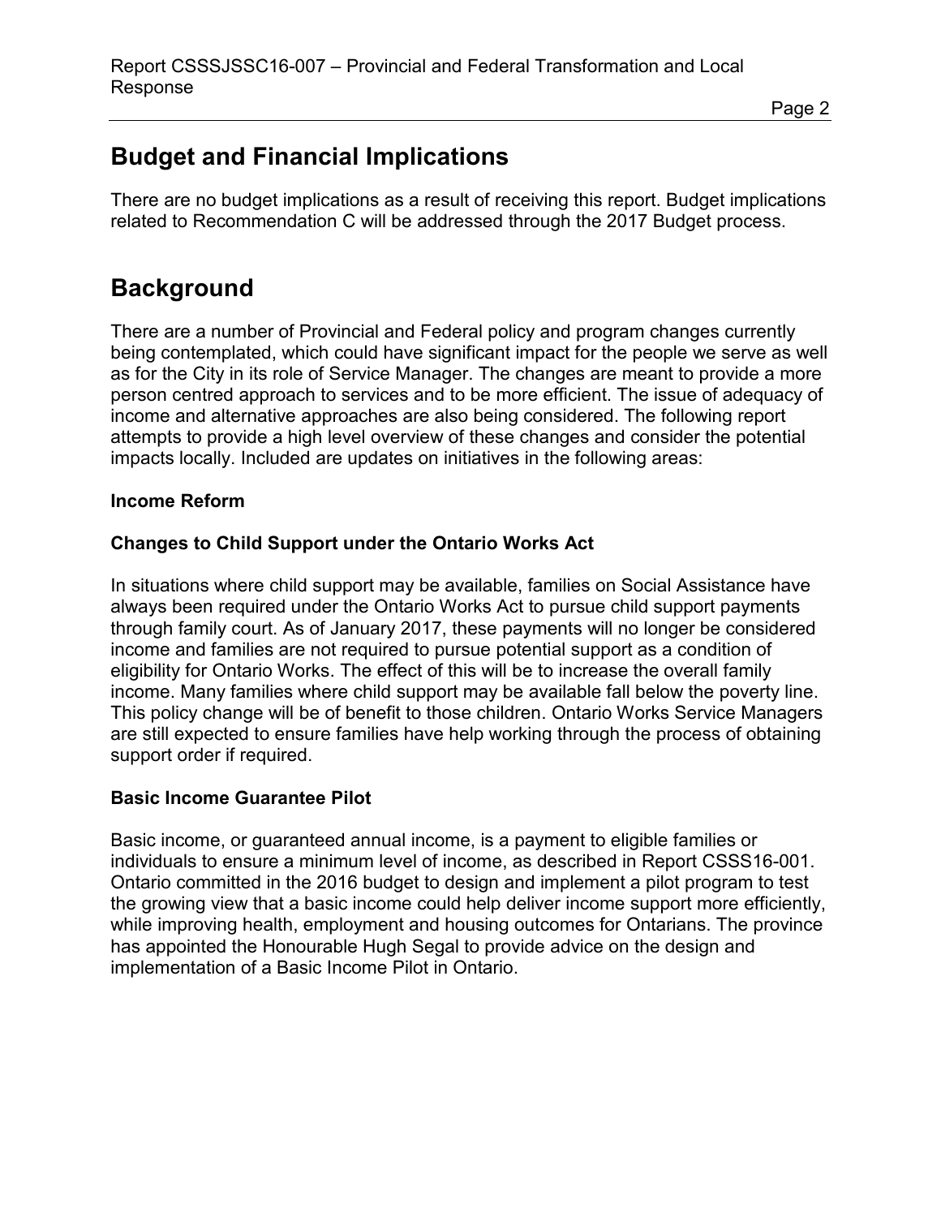## Budget and Financial Implications

There are no budget implications as a result of receiving this report. Budget implications related to Recommendation C will be addressed through the 2017 Budget process.

## Background

There are a number of Provincial and Federal policy and program changes currently being contemplated, which could have significant impact for the people we serve as well as for the City in its role of Service Manager. The changes are meant to provide a more person centred approach to services and to be more efficient. The issue of adequacy of income and alternative approaches are also being considered. The following report attempts to provide a high level overview of these changes and consider the potential impacts locally. Included are updates on initiatives in the following areas:

**Income Reform**

**Changes to Child Support under the Ontario Works Act**

In situations where child support may be available, families on Social Assistance have always been required under the Ontario Works Act to pursue child support payments through family court. As of January 2017, these payments will no longer be considered income and families are not required to pursue potential support as a condition of eligibility for Ontario Works. The effect of this will be to increase the overall family income. Many families where child support may be available fall below the poverty line. This policy change will be of benefit to those children. Ontario Works Service Managers are still expected to ensure families have help working through the process of obtaining support order if required.

**Basic Income Guarantee Pilot**

Basic income, or guaranteed annual income, is a payment to eligible families or individuals to ensure a minimum level of income, as described in Report CSSS16-001. Ontario committed in the 2016 budget to design and implement a pilot program to test the growing view that a basic income could help deliver income support more efficiently, while improving health, employment and housing outcomes for Ontarians. The province has appointed the Honourable Hugh Segal to provide advice on the design and implementation of a Basic Income Pilot in Ontario.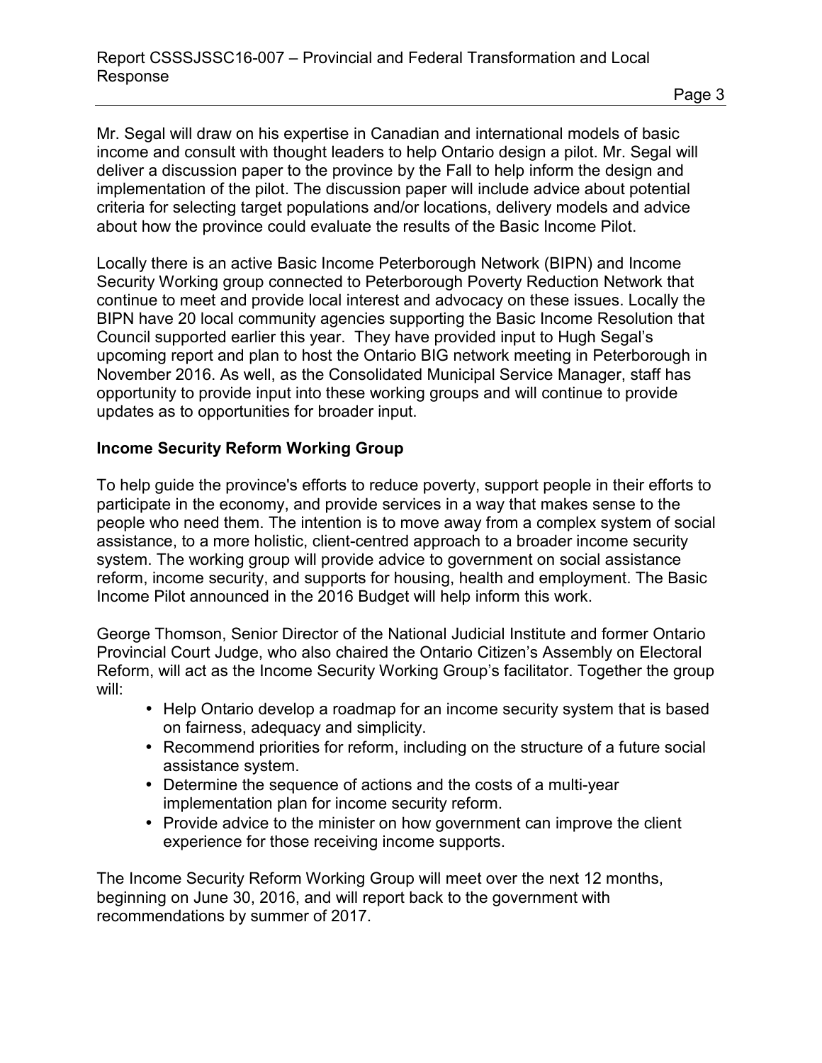Mr. Segal will draw on his expertise in Canadian and international models of basic income and consult with thought leaders to help Ontario design a pilot. Mr. Segal will deliver a discussion paper to the province by the Fall to help inform the design and implementation of the pilot. The discussion paper will include advice about potential criteria for selecting target populations and/or locations, delivery models and advice about how the province could evaluate the results of the Basic Income Pilot.

Locally there is an active Basic Income Peterborough Network (BIPN) and Income Security Working group connected to Peterborough Poverty Reduction Network that continue to meet and provide local interest and advocacy on these issues. Locally the BIPN have 20 local community agencies supporting the Basic Income Resolution that Council supported earlier this year. They have provided input to Hugh Segal's upcoming report and plan to host the Ontario BIG network meeting in Peterborough in November 2016. As well, as the Consolidated Municipal Service Manager, staff has opportunity to provide input into these working groups and will continue to provide updates as to opportunities for broader input.

**Income Security Reform Working Group**

To help guide the province's efforts to reduce poverty, support people in their efforts to participate in the economy, and provide services in a way that makes sense to the people who need them. The intention is to move away from a complex system of social assistance, to a more holistic, client-centred approach to a broader income security system. The working group will provide advice to government on social assistance reform, income security, and supports for housing, health and employment. The Basic Income Pilot announced in the 2016 Budget will help inform this work.

George Thomson, Senior Director of the National Judicial Institute and former Ontario Provincial Court Judge, who also chaired the Ontario Citizen's Assembly on Electoral Reform, will act as the Income Security Working Group's facilitator. Together the group will:

- Help Ontario develop a roadmap for an income security system that is based on fairness, adequacy and simplicity.
- Recommend priorities for reform, including on the structure of a future social assistance system.
- Determine the sequence of actions and the costs of a multi-year implementation plan for income security reform.
- Provide advice to the minister on how government can improve the client experience for those receiving income supports.

The Income Security Reform Working Group will meet over the next 12 months, beginning on June 30, 2016, and will report back to the government with recommendations by summer of 2017.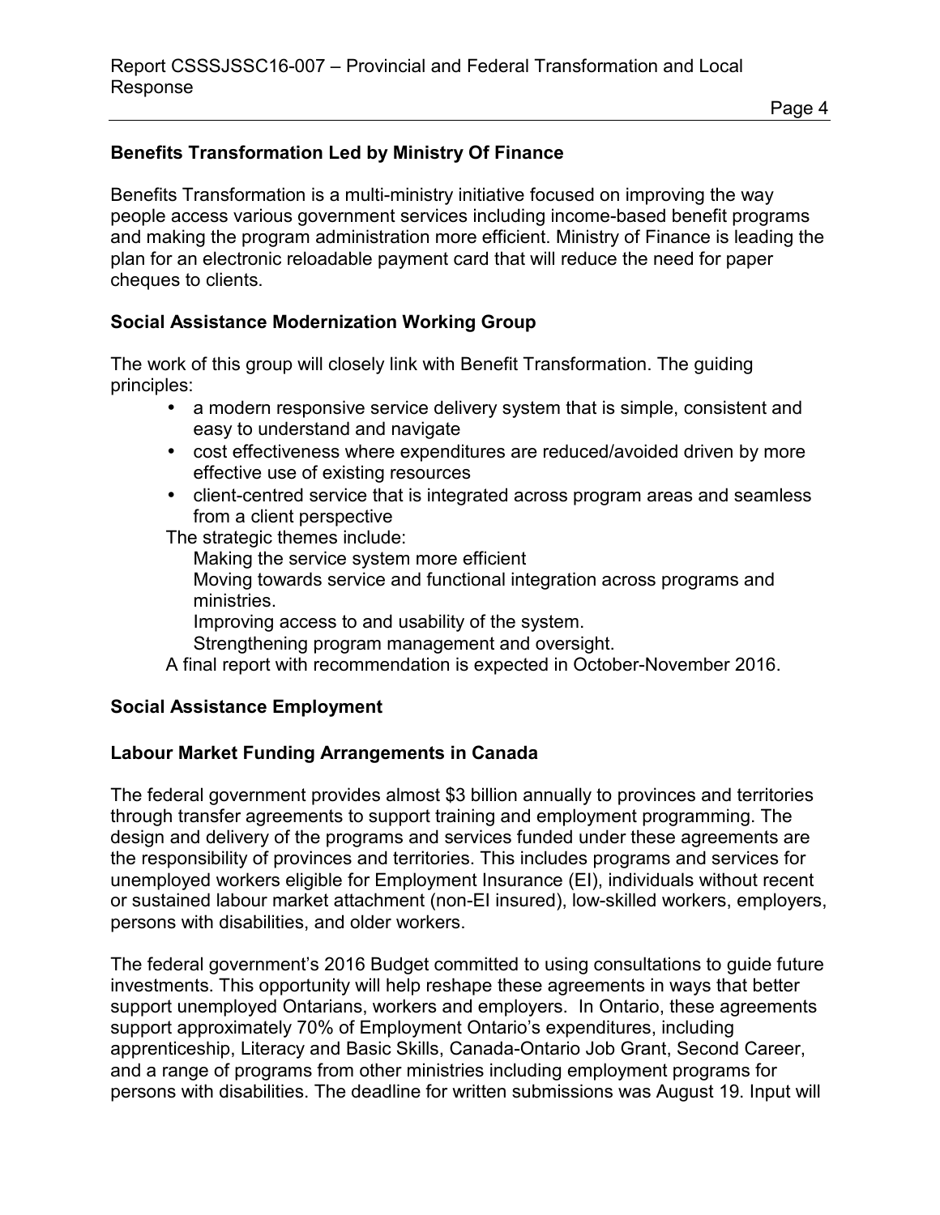**Benefits Transformation Led by Ministry Of Finance**

Benefits Transformation is a multi-ministry initiative focused on improving the way people access various government services including income-based benefit programs and making the program administration more efficient. Ministry of Finance is leading the plan for an electronic reloadable payment card that will reduce the need for paper cheques to clients.

**Social Assistance Modernization Working Group**

The work of this group will closely link with Benefit Transformation. The guiding principles:

- a modern responsive service delivery system that is simple, consistent and easy to understand and navigate
- cost effectiveness where expenditures are reduced/avoided driven by more effective use of existing resources
- client-centred service that is integrated across program areas and seamless from a client perspective

The strategic themes include:

Making the service system more efficient

Moving towards service and functional integration across programs and ministries.

Improving access to and usability of the system.

Strengthening program management and oversight.

A final report with recommendation is expected in October-November 2016.

**Social Assistance Employment**

**Labour Market Funding Arrangements in Canada**

The federal government provides almost $3 billion annually to provinces and territories through transfer agreements to support training and employment programming. The design and delivery of the programs and services funded under these agreements are the responsibility of provinces and territories. This includes programs and services for unemployed workers eligible for Employment Insurance (EI), individuals without recent or sustained labour market attachment (non-EI insured), low-skilled workers, employers, persons with disabilities, and older workers.

The federal government's 2016 Budget committed to using consultations to guide future investments. This opportunity will help reshape these agreements in ways that better support unemployed Ontarians, workers and employers. In Ontario, these agreements support approximately 70% of Employment Ontario's expenditures, including apprenticeship, Literacy and Basic Skills, Canada-Ontario Job Grant, Second Career, and a range of programs from other ministries including employment programs for persons with disabilities. The deadline for written submissions was August 19. Input will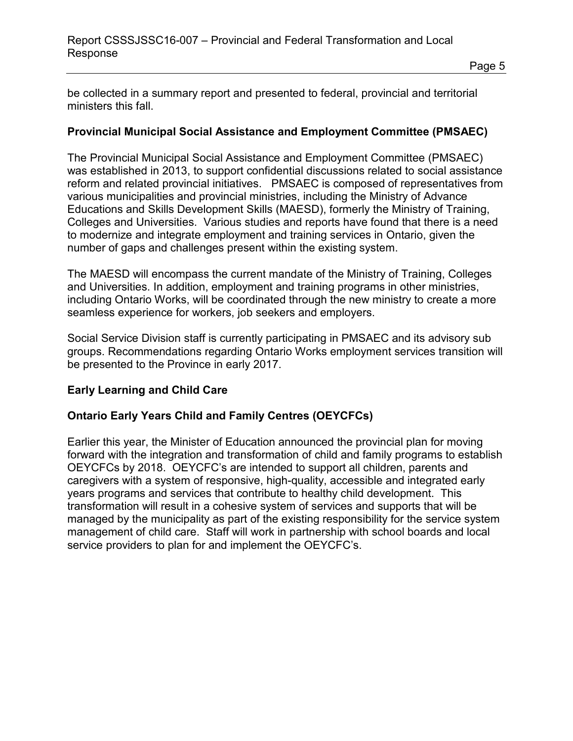be collected in a summary report and presented to federal, provincial and territorial ministers this fall.

**Provincial Municipal Social Assistance and Employment Committee (PMSAEC)**

The Provincial Municipal Social Assistance and Employment Committee (PMSAEC) was established in 2013, to support confidential discussions related to social assistance reform and related provincial initiatives. PMSAEC is composed of representatives from various municipalities and provincial ministries, including the Ministry of Advance Educations and Skills Development Skills (MAESD), formerly the Ministry of Training, Colleges and Universities. Various studies and reports have found that there is a need to modernize and integrate employment and training services in Ontario, given the number of gaps and challenges present within the existing system.

The MAESD will encompass the current mandate of the Ministry of Training, Colleges and Universities. In addition, employment and training programs in other ministries, including Ontario Works, will be coordinated through the new ministry to create a more seamless experience for workers, job seekers and employers.

Social Service Division staff is currently participating in PMSAEC and its advisory sub groups. Recommendations regarding Ontario Works employment services transition will be presented to the Province in early 2017.

**Early Learning and Child Care**

**Ontario Early Years Child and Family Centres (OEYCFCs)**

Earlier this year, the Minister of Education announced the provincial plan for moving forward with the integration and transformation of child and family programs to establish OEYCFCs by 2018. OEYCFC's are intended to support all children, parents and caregivers with a system of responsive, high-quality, accessible and integrated early years programs and services that contribute to healthy child development. This transformation will result in a cohesive system of services and supports that will be managed by the municipality as part of the existing responsibility for the service system management of child care. Staff will work in partnership with school boards and local service providers to plan for and implement the OEYCFC's.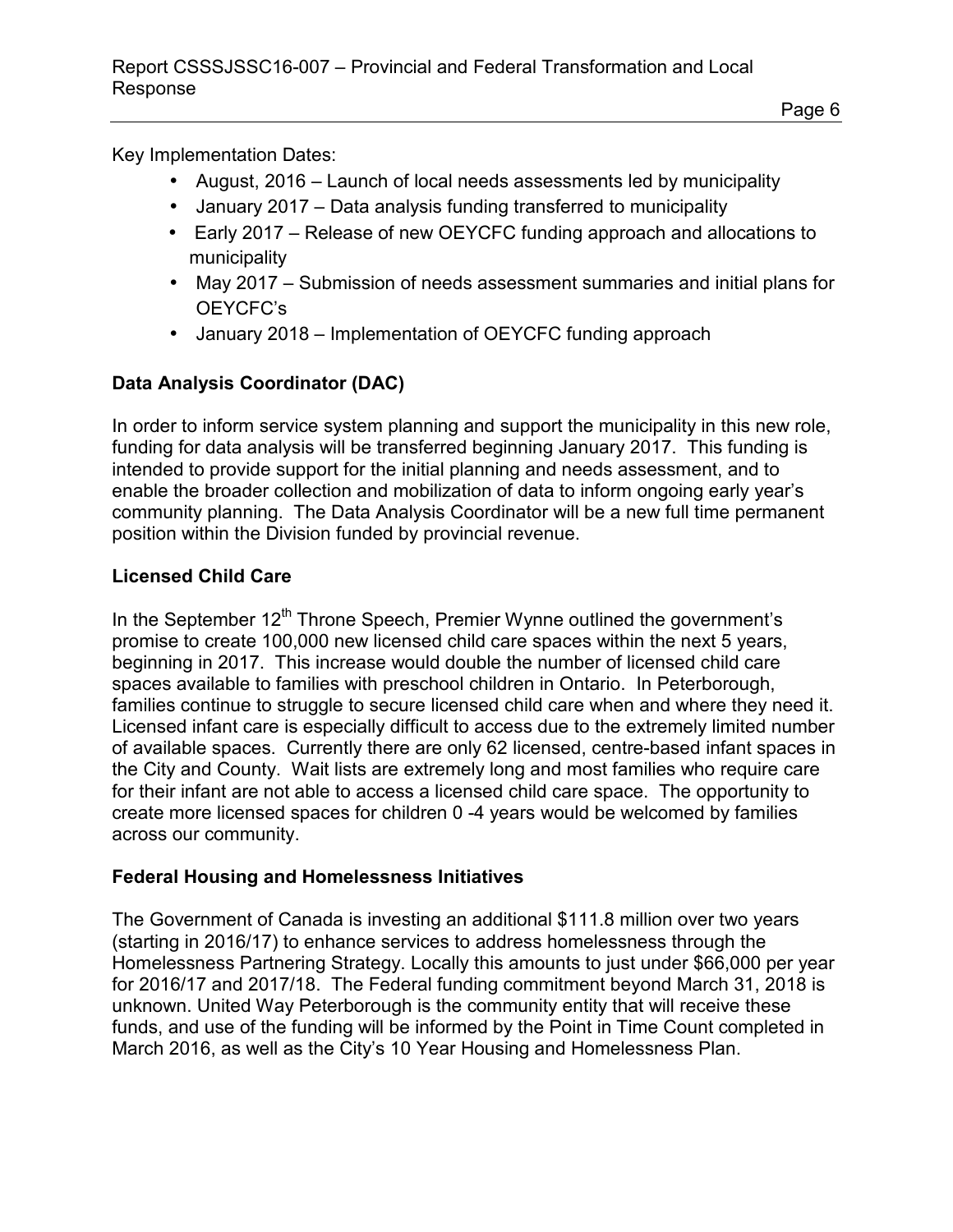Key Implementation Dates:

- August, 2016 – Launch of local needs assessments led by municipality
- January 2017 – Data analysis funding transferred to municipality
- Early 2017 – Release of new OEYCFC funding approach and allocations to municipality
- May 2017 – Submission of needs assessment summaries and initial plans for OEYCFC's
- January 2018 – Implementation of OEYCFC funding approach

**Data Analysis Coordinator (DAC)**

In order to inform service system planning and support the municipality in this new role, funding for data analysis will be transferred beginning January 2017. This funding is intended to provide support for the initial planning and needs assessment, and to enable the broader collection and mobilization of data to inform ongoing early year's community planning. The Data Analysis Coordinator will be a new full time permanent position within the Division funded by provincial revenue.

**Licensed Child Care**

In the September 12th Throne Speech, Premier Wynne outlined the government's promise to create 100,000 new licensed child care spaces within the next 5 years, beginning in 2017. This increase would double the number of licensed child care spaces available to families with preschool children in Ontario. In Peterborough, families continue to struggle to secure licensed child care when and where they need it. Licensed infant care is especially difficult to access due to the extremely limited number of available spaces. Currently there are only 62 licensed, centre-based infant spaces in the City and County. Wait lists are extremely long and most families who require care for their infant are not able to access a licensed child care space. The opportunity to create more licensed spaces for children 0 -4 years would be welcomed by families across our community.

**Federal Housing and Homelessness Initiatives**

The Government of Canada is investing an additional $111.8 million over two years (starting in 2016/17) to enhance services to address homelessness through the Homelessness Partnering Strategy. Locally this amounts to just under $66,000 per year for 2016/17 and 2017/18. The Federal funding commitment beyond March 31, 2018 is unknown. United Way Peterborough is the community entity that will receive these funds, and use of the funding will be informed by the Point in Time Count completed in March 2016, as well as the City's 10 Year Housing and Homelessness Plan.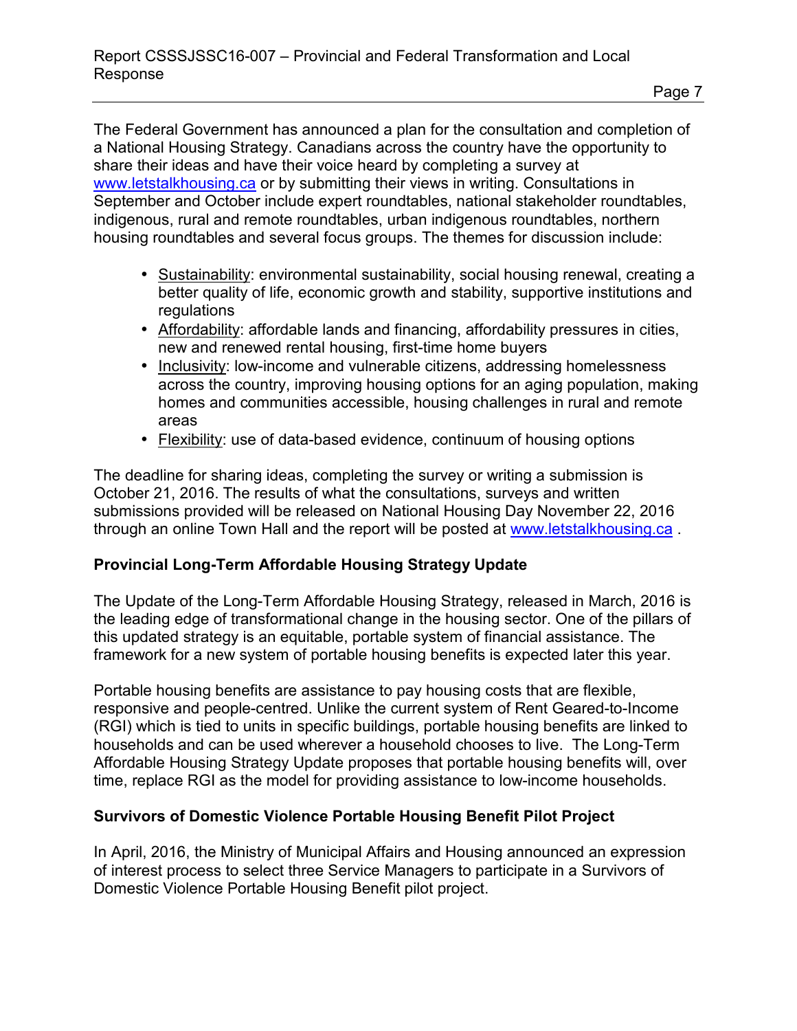The Federal Government has announced a plan for the consultation and completion of a National Housing Strategy. Canadians across the country have the opportunity to share their ideas and have their voice heard by completing a survey at www.letstalkhousing.ca or by submitting their views in writing. Consultations in September and October include expert roundtables, national stakeholder roundtables, indigenous, rural and remote roundtables, urban indigenous roundtables, northern housing roundtables and several focus groups. The themes for discussion include:

- Sustainability: environmental sustainability, social housing renewal, creating a better quality of life, economic growth and stability, supportive institutions and regulations
- Affordability: affordable lands and financing, affordability pressures in cities, new and renewed rental housing, first-time home buyers
- Inclusivity: low-income and vulnerable citizens, addressing homelessness across the country, improving housing options for an aging population, making homes and communities accessible, housing challenges in rural and remote areas
- Flexibility: use of data-based evidence, continuum of housing options

The deadline for sharing ideas, completing the survey or writing a submission is October 21, 2016. The results of what the consultations, surveys and written submissions provided will be released on National Housing Day November 22, 2016 through an online Town Hall and the report will be posted at www.letstalkhousing.ca .

**Provincial Long-Term Affordable Housing Strategy Update**

The Update of the Long-Term Affordable Housing Strategy, released in March, 2016 is the leading edge of transformational change in the housing sector. One of the pillars of this updated strategy is an equitable, portable system of financial assistance. The framework for a new system of portable housing benefits is expected later this year.

Portable housing benefits are assistance to pay housing costs that are flexible, responsive and people-centred. Unlike the current system of Rent Geared-to-Income (RGI) which is tied to units in specific buildings, portable housing benefits are linked to households and can be used wherever a household chooses to live. The Long-Term Affordable Housing Strategy Update proposes that portable housing benefits will, over time, replace RGI as the model for providing assistance to low-income households.

**Survivors of Domestic Violence Portable Housing Benefit Pilot Project**

In April, 2016, the Ministry of Municipal Affairs and Housing announced an expression of interest process to select three Service Managers to participate in a Survivors of Domestic Violence Portable Housing Benefit pilot project.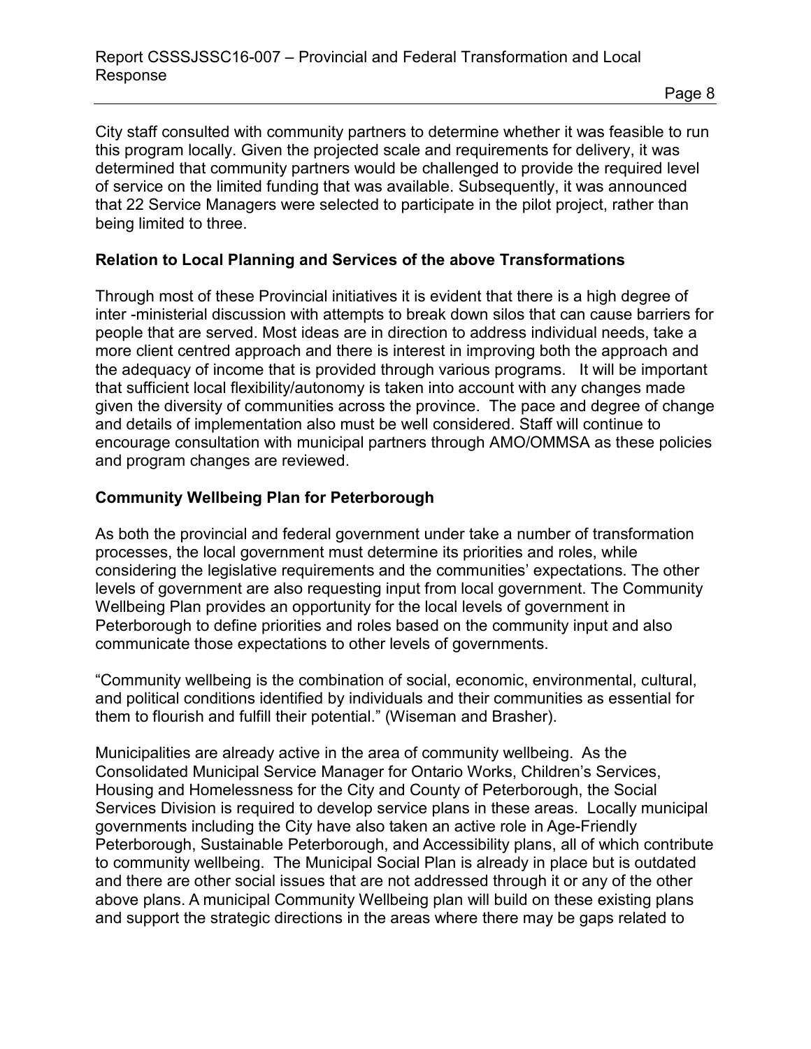City staff consulted with community partners to determine whether it was feasible to run this program locally. Given the projected scale and requirements for delivery, it was determined that community partners would be challenged to provide the required level of service on the limited funding that was available. Subsequently, it was announced that 22 Service Managers were selected to participate in the pilot project, rather than being limited to three.

**Relation to Local Planning and Services of the above Transformations**

Through most of these Provincial initiatives it is evident that there is a high degree of inter -ministerial discussion with attempts to break down silos that can cause barriers for people that are served. Most ideas are in direction to address individual needs, take a more client centred approach and there is interest in improving both the approach and the adequacy of income that is provided through various programs. It will be important that sufficient local flexibility/autonomy is taken into account with any changes made given the diversity of communities across the province. The pace and degree of change and details of implementation also must be well considered. Staff will continue to encourage consultation with municipal partners through AMO/OMMSA as these policies and program changes are reviewed.

**Community Wellbeing Plan for Peterborough**

As both the provincial and federal government under take a number of transformation processes, the local government must determine its priorities and roles, while considering the legislative requirements and the communities' expectations. The other levels of government are also requesting input from local government. The Community Wellbeing Plan provides an opportunity for the local levels of government in Peterborough to define priorities and roles based on the community input and also communicate those expectations to other levels of governments.

"Community wellbeing is the combination of social, economic, environmental, cultural, and political conditions identified by individuals and their communities as essential for them to flourish and fulfill their potential." (Wiseman and Brasher).

Municipalities are already active in the area of community wellbeing. As the Consolidated Municipal Service Manager for Ontario Works, Children's Services, Housing and Homelessness for the City and County of Peterborough, the Social Services Division is required to develop service plans in these areas. Locally municipal governments including the City have also taken an active role in Age-Friendly Peterborough, Sustainable Peterborough, and Accessibility plans, all of which contribute to community wellbeing. The Municipal Social Plan is already in place but is outdated and there are other social issues that are not addressed through it or any of the other above plans. A municipal Community Wellbeing plan will build on these existing plans and support the strategic directions in the areas where there may be gaps related to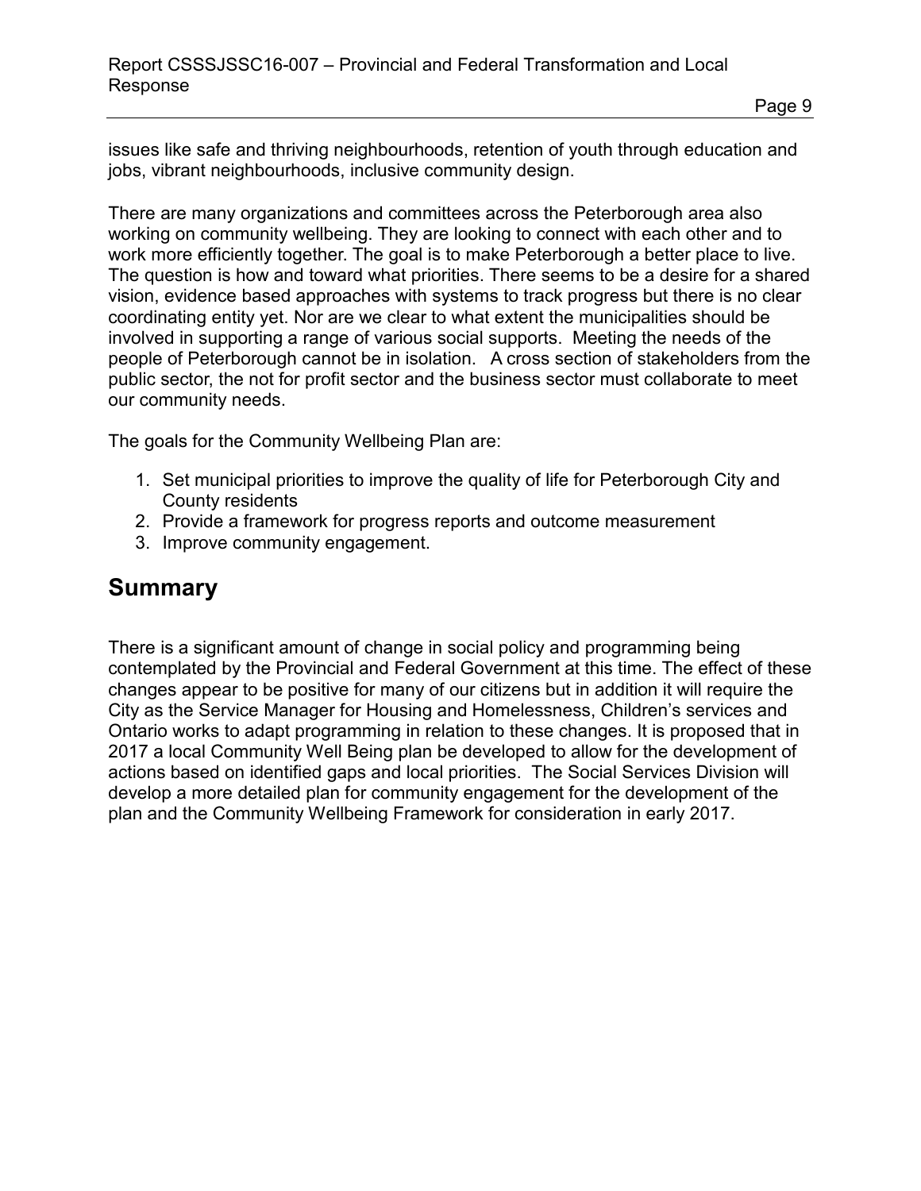issues like safe and thriving neighbourhoods, retention of youth through education and jobs, vibrant neighbourhoods, inclusive community design.

There are many organizations and committees across the Peterborough area also working on community wellbeing. They are looking to connect with each other and to work more efficiently together. The goal is to make Peterborough a better place to live. The question is how and toward what priorities. There seems to be a desire for a shared vision, evidence based approaches with systems to track progress but there is no clear coordinating entity yet. Nor are we clear to what extent the municipalities should be involved in supporting a range of various social supports. Meeting the needs of the people of Peterborough cannot be in isolation. A cross section of stakeholders from the public sector, the not for profit sector and the business sector must collaborate to meet our community needs.

The goals for the Community Wellbeing Plan are:

1. Set municipal priorities to improve the quality of life for Peterborough City and County residents
2. Provide a framework for progress reports and outcome measurement
3. Improve community engagement.

## Summary

There is a significant amount of change in social policy and programming being contemplated by the Provincial and Federal Government at this time. The effect of these changes appear to be positive for many of our citizens but in addition it will require the City as the Service Manager for Housing and Homelessness, Children's services and Ontario works to adapt programming in relation to these changes. It is proposed that in 2017 a local Community Well Being plan be developed to allow for the development of actions based on identified gaps and local priorities. The Social Services Division will develop a more detailed plan for community engagement for the development of the plan and the Community Wellbeing Framework for consideration in early 2017.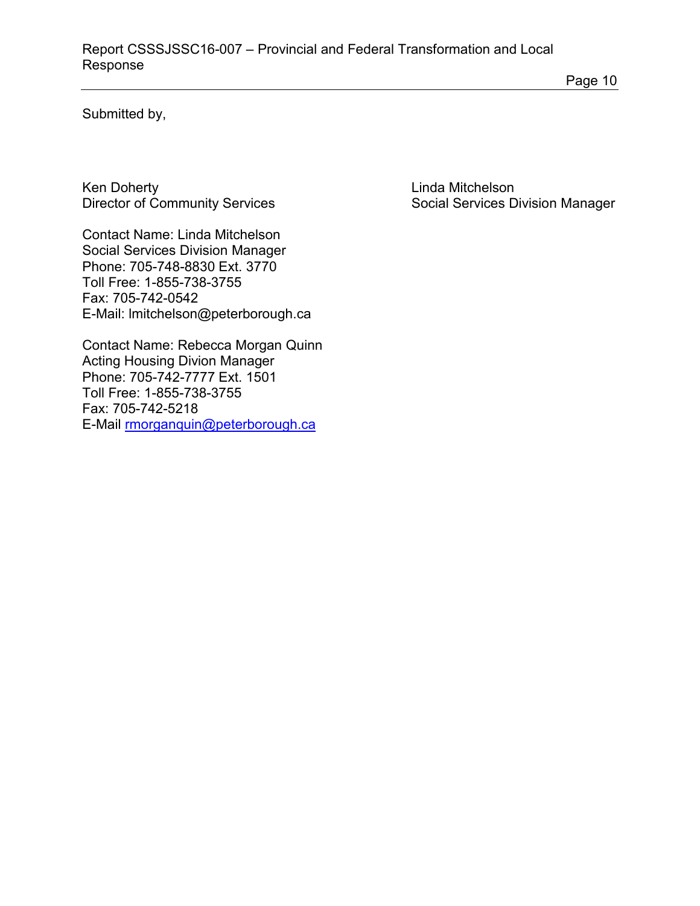Submitted by,

Ken Doherty
Director of Community Services

Linda Mitchelson
Social Services Division Manager

Contact Name: Linda Mitchelson
Social Services Division Manager
Phone: 705-748-8830 Ext. 3770
Toll Free: 1-855-738-3755
Fax: 705-742-0542
E-Mail: lmitchelson@peterborough.ca

Contact Name: Rebecca Morgan Quinn
Acting Housing Divion Manager
Phone: 705-742-7777 Ext. 1501
Toll Free: 1-855-738-3755
Fax: 705-742-5218
E-Mail rmorganquin@peterborough.ca